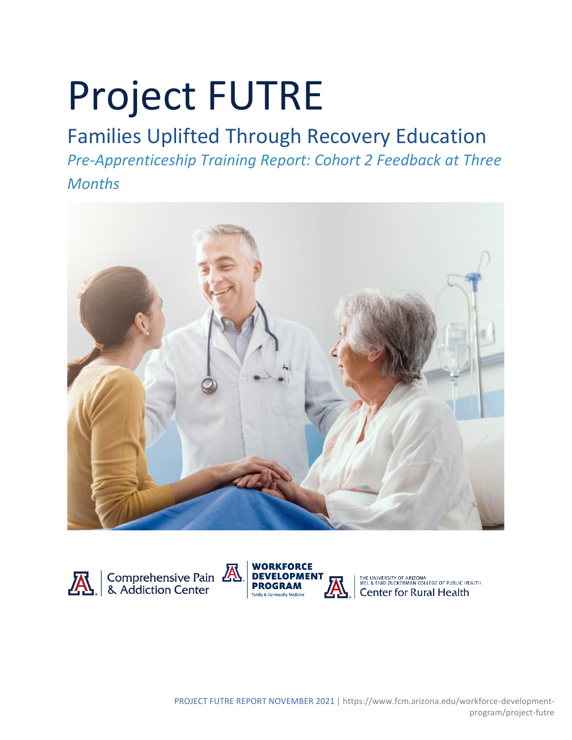# Project FUTRE

## Families Uplifted Through Recovery Education

*Pre-Apprenticeship Training Report: Cohort 2 Feedback at Three Months*

Comprehensive Pain & Addiction Center

WORKFORCE DEVELOPMENT PROGRAM
Family & Community Medicine

THE UNIVERSITY OF ARIZONA
MEL & ENID ZUCKERMAN COLLEGE OF PUBLIC HEALTH
Center for Rural Health

PROJECT FUTRE REPORT NOVEMBER 2021 | https://www.fcm.arizona.edu/workforce-development-program/project-futre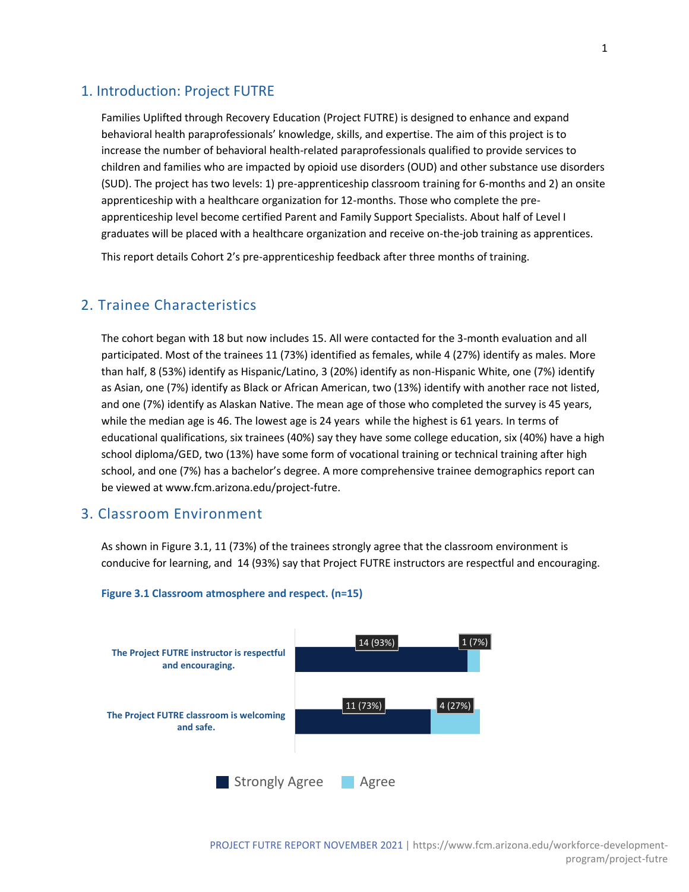## 1. Introduction: Project FUTRE

Families Uplifted through Recovery Education (Project FUTRE) is designed to enhance and expand behavioral health paraprofessionals' knowledge, skills, and expertise. The aim of this project is to increase the number of behavioral health-related paraprofessionals qualified to provide services to children and families who are impacted by opioid use disorders (OUD) and other substance use disorders (SUD). The project has two levels: 1) pre-apprenticeship classroom training for 6-months and 2) an onsite apprenticeship with a healthcare organization for 12-months. Those who complete the pre-apprenticeship level become certified Parent and Family Support Specialists. About half of Level I graduates will be placed with a healthcare organization and receive on-the-job training as apprentices.

This report details Cohort 2's pre-apprenticeship feedback after three months of training.

## 2. Trainee Characteristics

The cohort began with 18 but now includes 15. All were contacted for the 3-month evaluation and all participated. Most of the trainees 11 (73%) identified as females, while 4 (27%) identify as males. More than half, 8 (53%) identify as Hispanic/Latino, 3 (20%) identify as non-Hispanic White, one (7%) identify as Asian, one (7%) identify as Black or African American, two (13%) identify with another race not listed, and one (7%) identify as Alaskan Native. The mean age of those who completed the survey is 45 years, while the median age is 46. The lowest age is 24 years while the highest is 61 years. In terms of educational qualifications, six trainees (40%) say they have some college education, six (40%) have a high school diploma/GED, two (13%) have some form of vocational training or technical training after high school, and one (7%) has a bachelor's degree. A more comprehensive trainee demographics report can be viewed at www.fcm.arizona.edu/project-futre.

## 3. Classroom Environment

As shown in Figure 3.1, 11 (73%) of the trainees strongly agree that the classroom environment is conducive for learning, and 14 (93%) say that Project FUTRE instructors are respectful and encouraging.

**Figure 3.1 Classroom atmosphere and respect. (n=15)**

| | Strongly Agree | Agree |
|---|---|---|
| The Project FUTRE instructor is respectful and encouraging. | 14 (93%) | 1 (7%) |
| The Project FUTRE classroom is welcoming and safe. | 11 (73%) | 4 (27%) |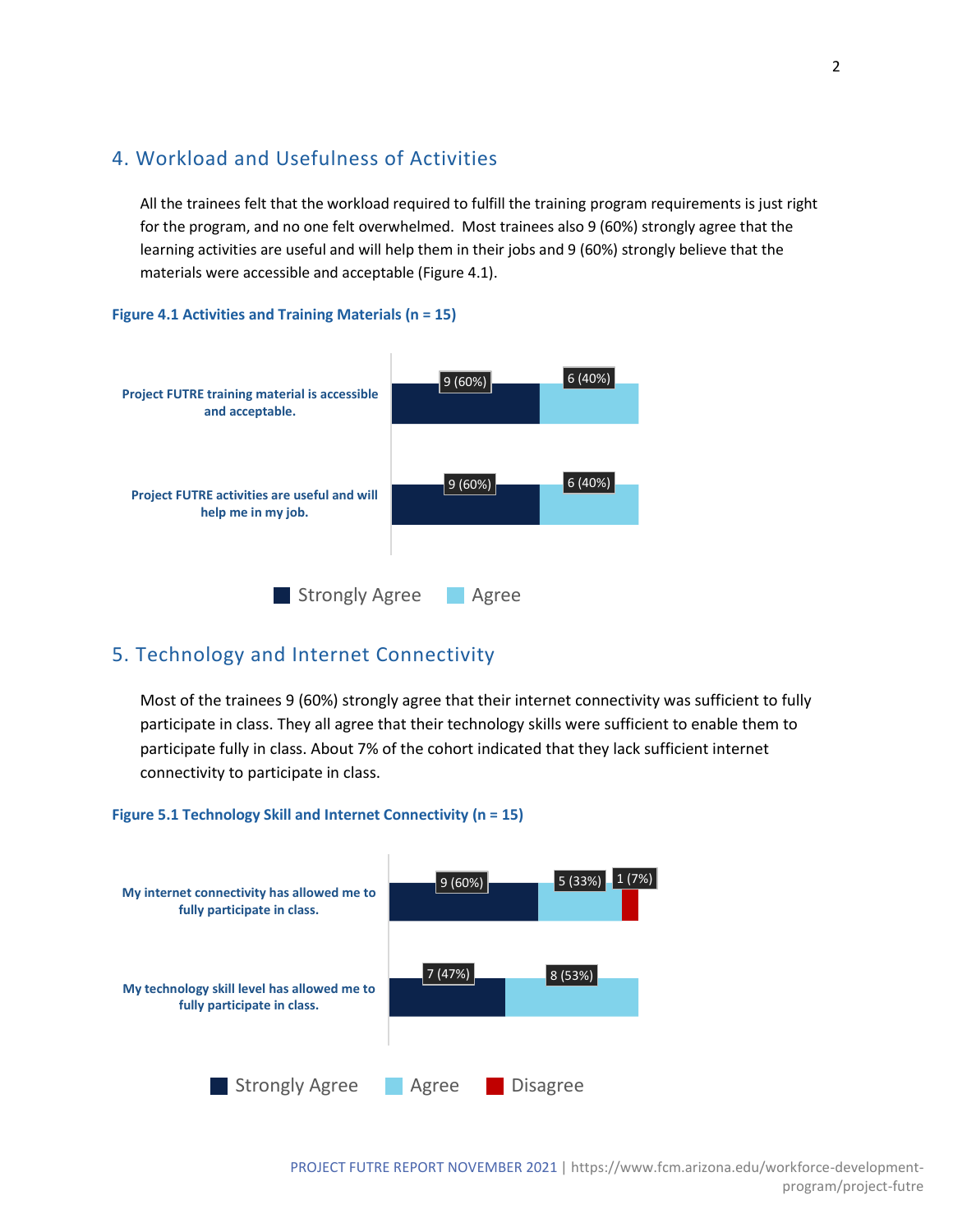## 4. Workload and Usefulness of Activities

All the trainees felt that the workload required to fulfill the training program requirements is just right for the program, and no one felt overwhelmed. Most trainees also 9 (60%) strongly agree that the learning activities are useful and will help them in their jobs and 9 (60%) strongly believe that the materials were accessible and acceptable (Figure 4.1).

**Figure 4.1 Activities and Training Materials (n = 15)**

| | Strongly Agree | Agree |
|---|---|---|
| Project FUTRE training material is accessible and acceptable. | 9 (60%) | 6 (40%) |
| Project FUTRE activities are useful and will help me in my job. | 9 (60%) | 6 (40%) |

## 5. Technology and Internet Connectivity

Most of the trainees 9 (60%) strongly agree that their internet connectivity was sufficient to fully participate in class. They all agree that their technology skills were sufficient to enable them to participate fully in class. About 7% of the cohort indicated that they lack sufficient internet connectivity to participate in class.

**Figure 5.1 Technology Skill and Internet Connectivity (n = 15)**

| | Strongly Agree | Agree | Disagree |
|---|---|---|---|
| My internet connectivity has allowed me to fully participate in class. | 9 (60%) | 5 (33%) | 1 (7%) |
| My technology skill level has allowed me to fully participate in class. | 7 (47%) | 8 (53%) | |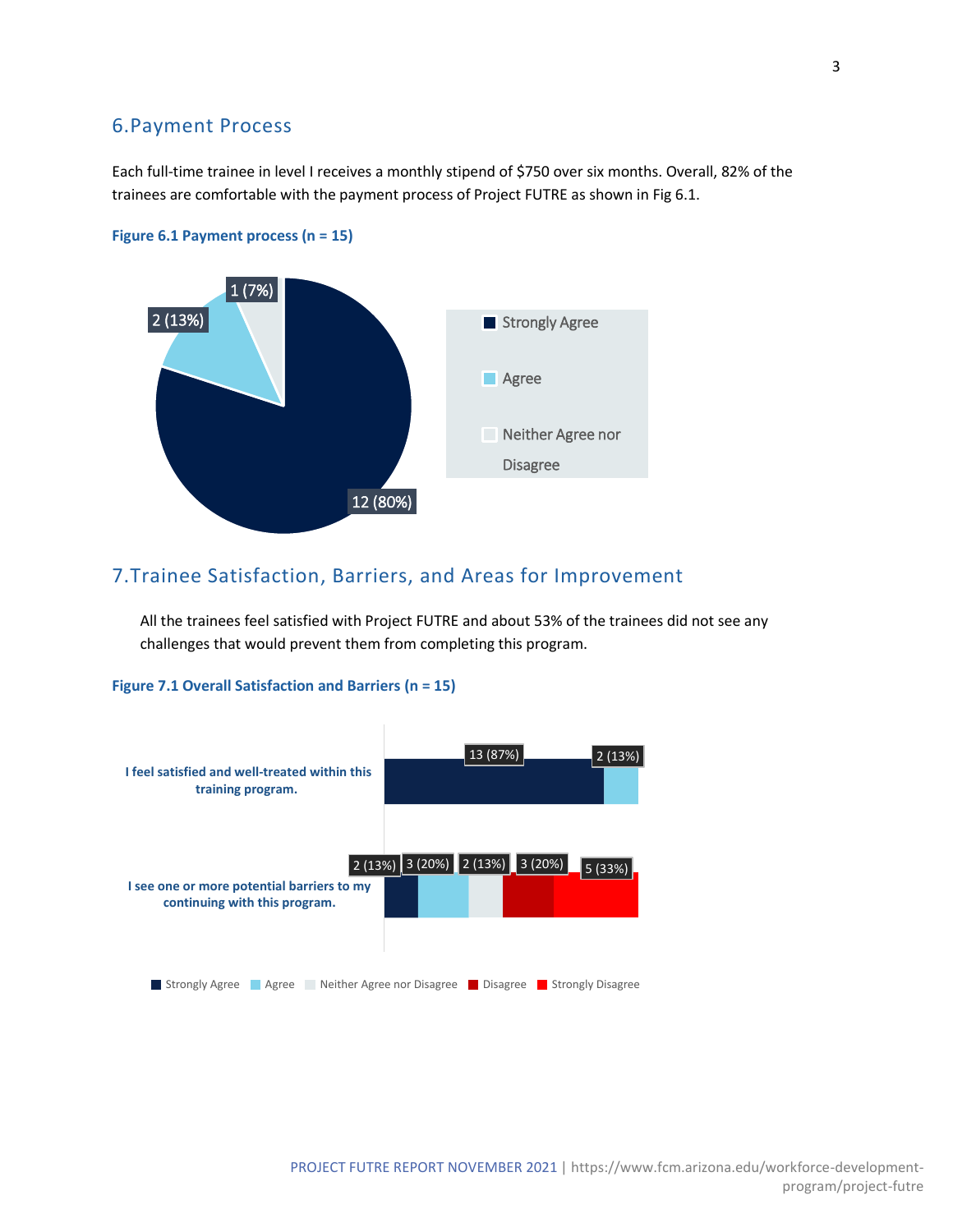## 6. Payment Process

Each full-time trainee in level I receives a monthly stipend of $750 over six months. Overall, 82% of the trainees are comfortable with the payment process of Project FUTRE as shown in Fig 6.1.

**Figure 6.1 Payment process (n = 15)**

| Response | Count (%) |
|---|---|
| Strongly Agree | 12 (80%) |
| Agree | 2 (13%) |
| Neither Agree nor Disagree | 1 (7%) |

## 7. Trainee Satisfaction, Barriers, and Areas for Improvement

All the trainees feel satisfied with Project FUTRE and about 53% of the trainees did not see any challenges that would prevent them from completing this program.

**Figure 7.1 Overall Satisfaction and Barriers (n = 15)**

| Statement | Strongly Agree | Agree | Neither Agree nor Disagree | Disagree | Strongly Disagree |
|---|---|---|---|---|---|
| I feel satisfied and well-treated within this training program. | 13 (87%) | 2 (13%) | | | |
| I see one or more potential barriers to my continuing with this program. | 2 (13%) | 3 (20%) | 2 (13%) | 3 (20%) | 5 (33%) |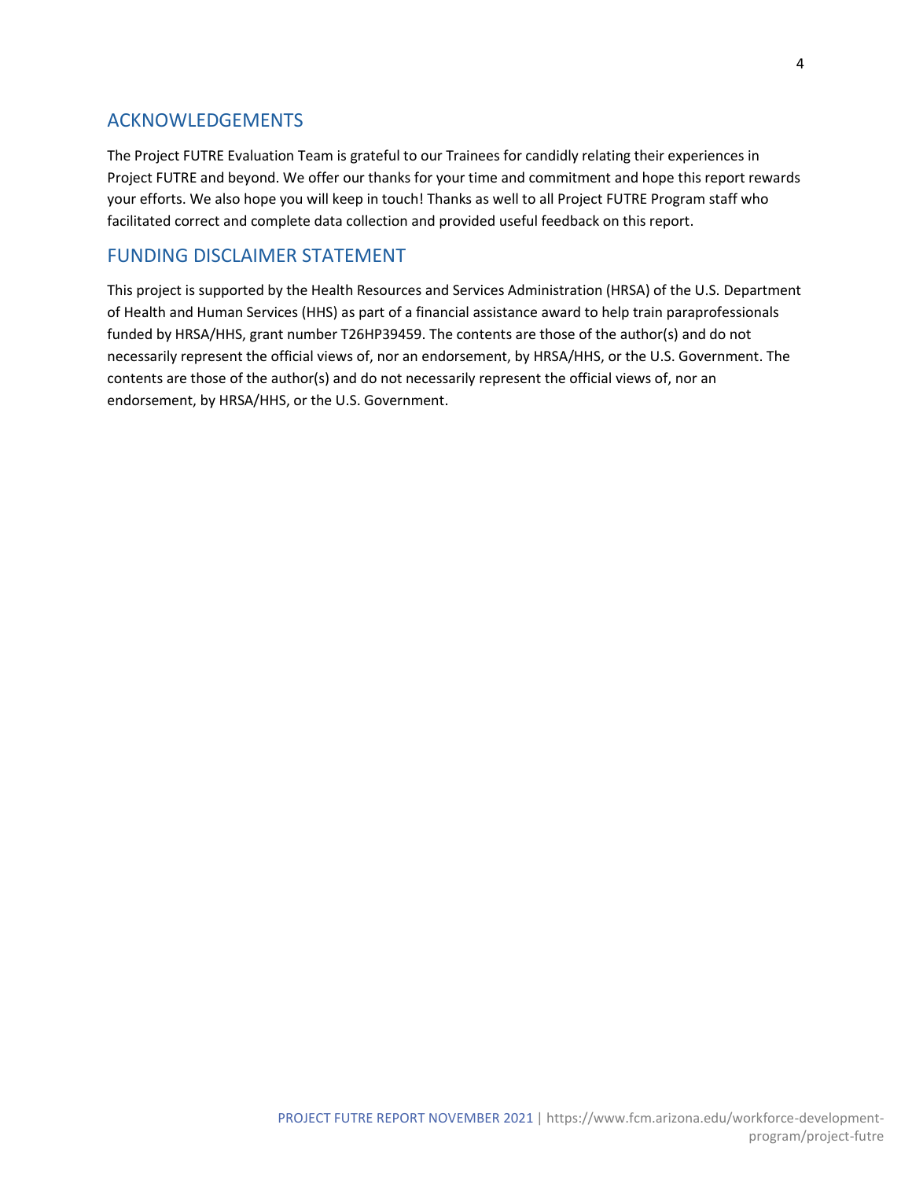## ACKNOWLEDGEMENTS

The Project FUTRE Evaluation Team is grateful to our Trainees for candidly relating their experiences in Project FUTRE and beyond. We offer our thanks for your time and commitment and hope this report rewards your efforts. We also hope you will keep in touch! Thanks as well to all Project FUTRE Program staff who facilitated correct and complete data collection and provided useful feedback on this report.

## FUNDING DISCLAIMER STATEMENT

This project is supported by the Health Resources and Services Administration (HRSA) of the U.S. Department of Health and Human Services (HHS) as part of a financial assistance award to help train paraprofessionals funded by HRSA/HHS, grant number T26HP39459. The contents are those of the author(s) and do not necessarily represent the official views of, nor an endorsement, by HRSA/HHS, or the U.S. Government. The contents are those of the author(s) and do not necessarily represent the official views of, nor an endorsement, by HRSA/HHS, or the U.S. Government.